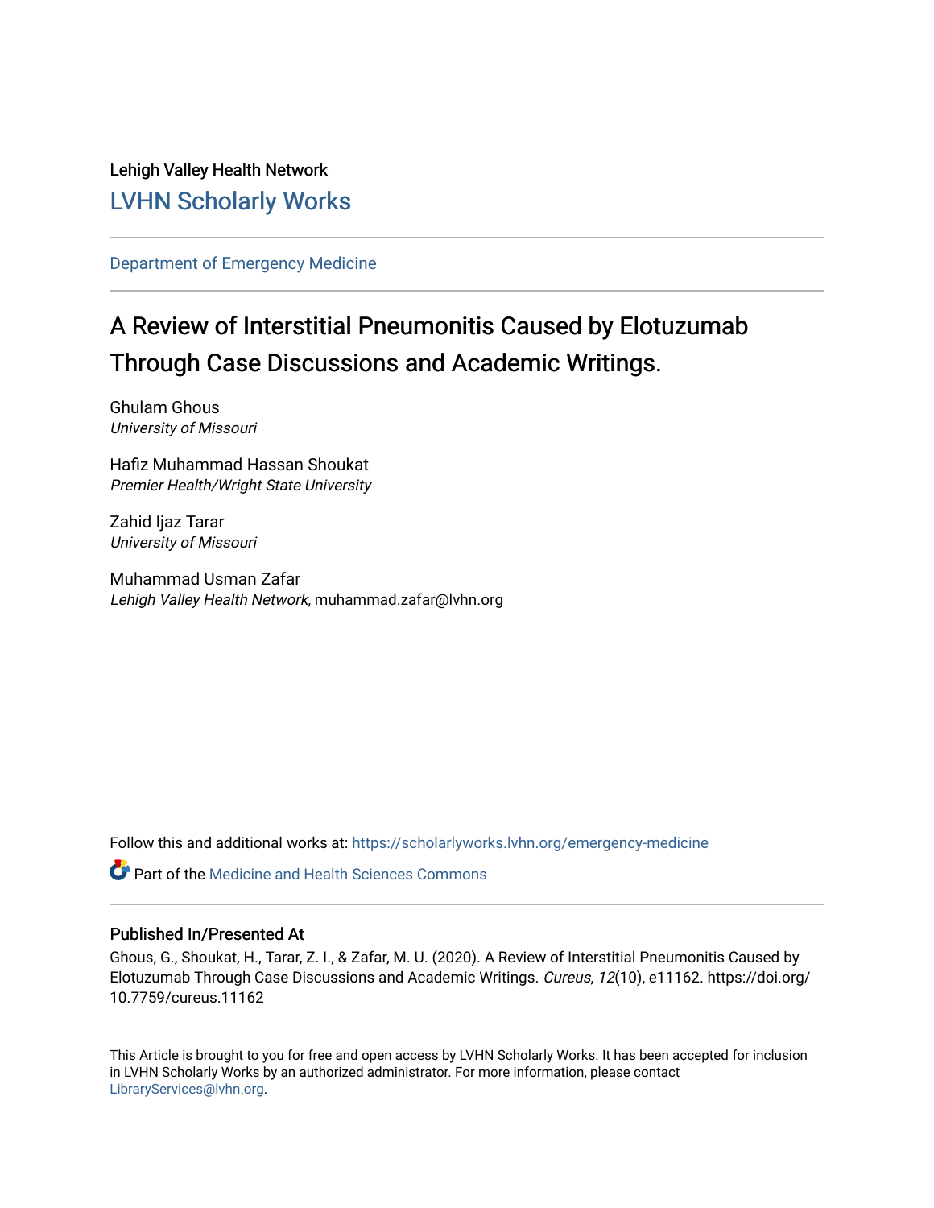Lehigh Valley Health Network

## LVHN Scholarly Works

Department of Emergency Medicine

# A Review of Interstitial Pneumonitis Caused by Elotuzumab Through Case Discussions and Academic Writings.

Ghulam Ghous
*University of Missouri*

Hafiz Muhammad Hassan Shoukat
*Premier Health/Wright State University*

Zahid Ijaz Tarar
*University of Missouri*

Muhammad Usman Zafar
*Lehigh Valley Health Network*, muhammad.zafar@lvhn.org

Follow this and additional works at: https://scholarlyworks.lvhn.org/emergency-medicine

Part of the Medicine and Health Sciences Commons

### Published In/Presented At

Ghous, G., Shoukat, H., Tarar, Z. I., & Zafar, M. U. (2020). A Review of Interstitial Pneumonitis Caused by Elotuzumab Through Case Discussions and Academic Writings. *Cureus*, *12*(10), e11162. https://doi.org/10.7759/cureus.11162

This Article is brought to you for free and open access by LVHN Scholarly Works. It has been accepted for inclusion in LVHN Scholarly Works by an authorized administrator. For more information, please contact LibraryServices@lvhn.org.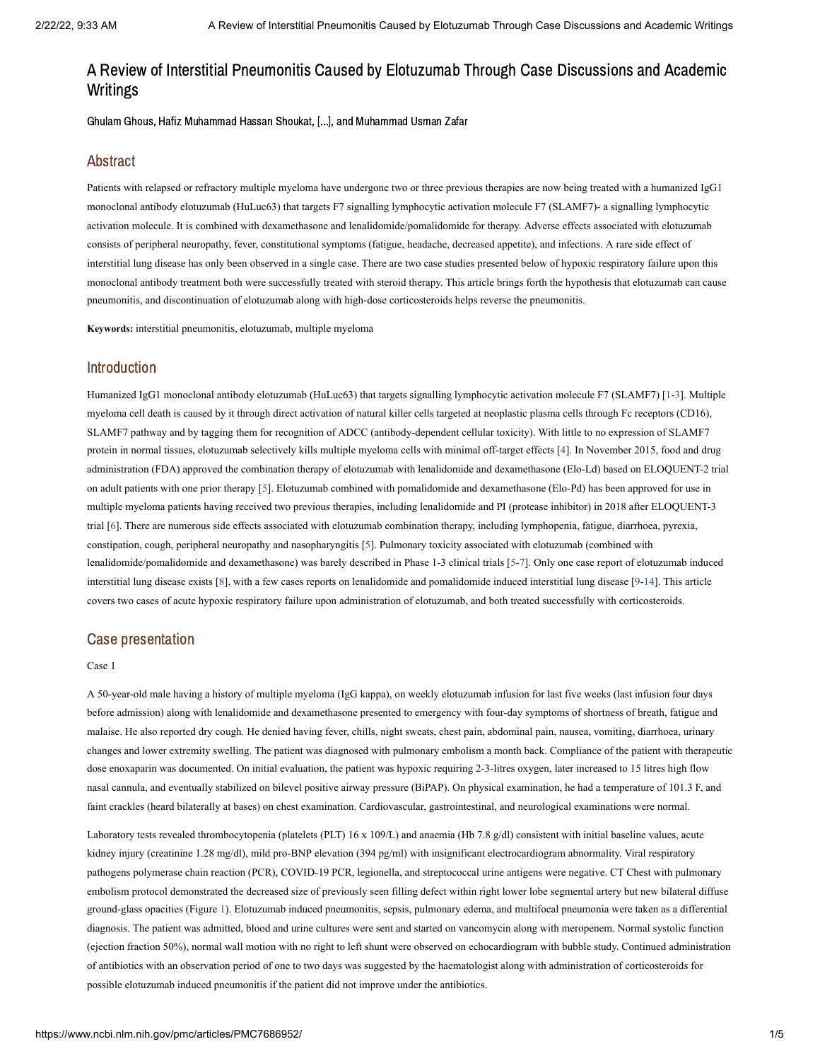# A Review of Interstitial Pneumonitis Caused by Elotuzumab Through Case Discussions and Academic Writings

Ghulam Ghous, Hafiz Muhammad Hassan Shoukat, [...], and Muhammad Usman Zafar

## Abstract

Patients with relapsed or refractory multiple myeloma have undergone two or three previous therapies are now being treated with a humanized IgG1 monoclonal antibody elotuzumab (HuLuc63) that targets F7 signalling lymphocytic activation molecule F7 (SLAMF7)- a signalling lymphocytic activation molecule. It is combined with dexamethasone and lenalidomide/pomalidomide for therapy. Adverse effects associated with elotuzumab consists of peripheral neuropathy, fever, constitutional symptoms (fatigue, headache, decreased appetite), and infections. A rare side effect of interstitial lung disease has only been observed in a single case. There are two case studies presented below of hypoxic respiratory failure upon this monoclonal antibody treatment both were successfully treated with steroid therapy. This article brings forth the hypothesis that elotuzumab can cause pneumonitis, and discontinuation of elotuzumab along with high-dose corticosteroids helps reverse the pneumonitis.

**Keywords:** interstitial pneumonitis, elotuzumab, multiple myeloma

## Introduction

Humanized IgG1 monoclonal antibody elotuzumab (HuLuc63) that targets signalling lymphocytic activation molecule F7 (SLAMF7) [1-3]. Multiple myeloma cell death is caused by it through direct activation of natural killer cells targeted at neoplastic plasma cells through Fc receptors (CD16), SLAMF7 pathway and by tagging them for recognition of ADCC (antibody-dependent cellular toxicity). With little to no expression of SLAMF7 protein in normal tissues, elotuzumab selectively kills multiple myeloma cells with minimal off-target effects [4]. In November 2015, food and drug administration (FDA) approved the combination therapy of elotuzumab with lenalidomide and dexamethasone (Elo-Ld) based on ELOQUENT-2 trial on adult patients with one prior therapy [5]. Elotuzumab combined with pomalidomide and dexamethasone (Elo-Pd) has been approved for use in multiple myeloma patients having received two previous therapies, including lenalidomide and PI (protease inhibitor) in 2018 after ELOQUENT-3 trial [6]. There are numerous side effects associated with elotuzumab combination therapy, including lymphopenia, fatigue, diarrhoea, pyrexia, constipation, cough, peripheral neuropathy and nasopharyngitis [5]. Pulmonary toxicity associated with elotuzumab (combined with lenalidomide/pomalidomide and dexamethasone) was barely described in Phase 1-3 clinical trials [5-7]. Only one case report of elotuzumab induced interstitial lung disease exists [8], with a few cases reports on lenalidomide and pomalidomide induced interstitial lung disease [9-14]. This article covers two cases of acute hypoxic respiratory failure upon administration of elotuzumab, and both treated successfully with corticosteroids.

## Case presentation

Case 1

A 50-year-old male having a history of multiple myeloma (IgG kappa), on weekly elotuzumab infusion for last five weeks (last infusion four days before admission) along with lenalidomide and dexamethasone presented to emergency with four-day symptoms of shortness of breath, fatigue and malaise. He also reported dry cough. He denied having fever, chills, night sweats, chest pain, abdominal pain, nausea, vomiting, diarrhoea, urinary changes and lower extremity swelling. The patient was diagnosed with pulmonary embolism a month back. Compliance of the patient with therapeutic dose enoxaparin was documented. On initial evaluation, the patient was hypoxic requiring 2-3-litres oxygen, later increased to 15 litres high flow nasal cannula, and eventually stabilized on bilevel positive airway pressure (BiPAP). On physical examination, he had a temperature of 101.3 F, and faint crackles (heard bilaterally at bases) on chest examination. Cardiovascular, gastrointestinal, and neurological examinations were normal.

Laboratory tests revealed thrombocytopenia (platelets (PLT) 16 x 109/L) and anaemia (Hb 7.8 g/dl) consistent with initial baseline values, acute kidney injury (creatinine 1.28 mg/dl), mild pro-BNP elevation (394 pg/ml) with insignificant electrocardiogram abnormality. Viral respiratory pathogens polymerase chain reaction (PCR), COVID-19 PCR, legionella, and streptococcal urine antigens were negative. CT Chest with pulmonary embolism protocol demonstrated the decreased size of previously seen filling defect within right lower lobe segmental artery but new bilateral diffuse ground-glass opacities (Figure 1). Elotuzumab induced pneumonitis, sepsis, pulmonary edema, and multifocal pneumonia were taken as a differential diagnosis. The patient was admitted, blood and urine cultures were sent and started on vancomycin along with meropenem. Normal systolic function (ejection fraction 50%), normal wall motion with no right to left shunt were observed on echocardiogram with bubble study. Continued administration of antibiotics with an observation period of one to two days was suggested by the haematologist along with administration of corticosteroids for possible elotuzumab induced pneumonitis if the patient did not improve under the antibiotics.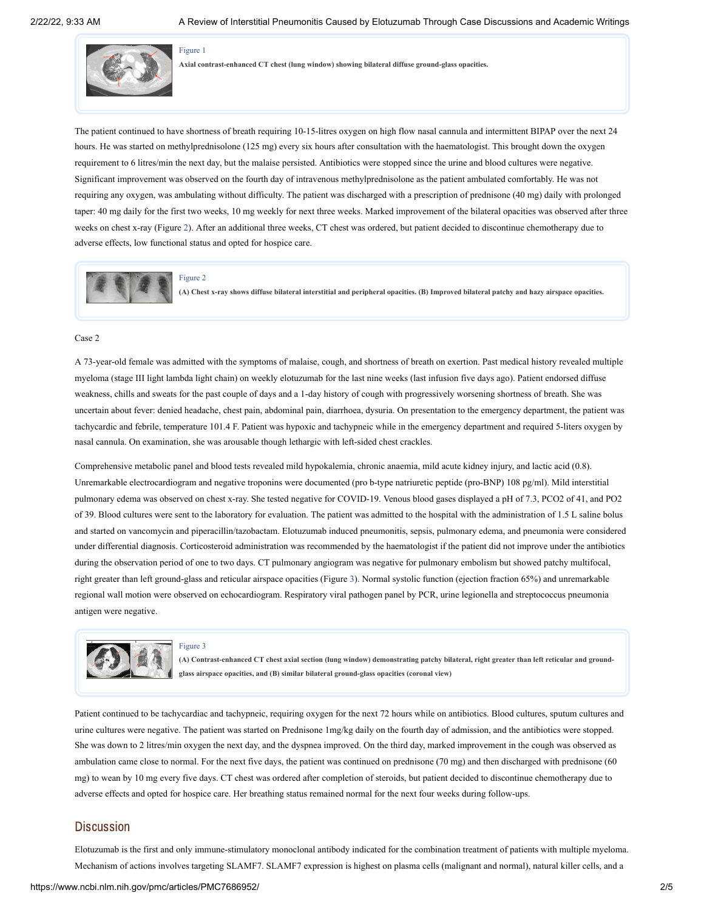Figure 1

**Axial contrast-enhanced CT chest (lung window) showing bilateral diffuse ground-glass opacities.**

The patient continued to have shortness of breath requiring 10-15-litres oxygen on high flow nasal cannula and intermittent BIPAP over the next 24 hours. He was started on methylprednisolone (125 mg) every six hours after consultation with the haematologist. This brought down the oxygen requirement to 6 litres/min the next day, but the malaise persisted. Antibiotics were stopped since the urine and blood cultures were negative. Significant improvement was observed on the fourth day of intravenous methylprednisolone as the patient ambulated comfortably. He was not requiring any oxygen, was ambulating without difficulty. The patient was discharged with a prescription of prednisone (40 mg) daily with prolonged taper: 40 mg daily for the first two weeks, 10 mg weekly for next three weeks. Marked improvement of the bilateral opacities was observed after three weeks on chest x-ray (Figure 2). After an additional three weeks, CT chest was ordered, but patient decided to discontinue chemotherapy due to adverse effects, low functional status and opted for hospice care.

Figure 2

**(A) Chest x-ray shows diffuse bilateral interstitial and peripheral opacities. (B) Improved bilateral patchy and hazy airspace opacities.**

Case 2

A 73-year-old female was admitted with the symptoms of malaise, cough, and shortness of breath on exertion. Past medical history revealed multiple myeloma (stage III light lambda light chain) on weekly elotuzumab for the last nine weeks (last infusion five days ago). Patient endorsed diffuse weakness, chills and sweats for the past couple of days and a 1-day history of cough with progressively worsening shortness of breath. She was uncertain about fever: denied headache, chest pain, abdominal pain, diarrhoea, dysuria. On presentation to the emergency department, the patient was tachycardic and febrile, temperature 101.4 F. Patient was hypoxic and tachypneic while in the emergency department and required 5-liters oxygen by nasal cannula. On examination, she was arousable though lethargic with left-sided chest crackles.

Comprehensive metabolic panel and blood tests revealed mild hypokalemia, chronic anaemia, mild acute kidney injury, and lactic acid (0.8). Unremarkable electrocardiogram and negative troponins were documented (pro b-type natriuretic peptide (pro-BNP) 108 pg/ml). Mild interstitial pulmonary edema was observed on chest x-ray. She tested negative for COVID-19. Venous blood gases displayed a pH of 7.3, PCO2 of 41, and PO2 of 39. Blood cultures were sent to the laboratory for evaluation. The patient was admitted to the hospital with the administration of 1.5 L saline bolus and started on vancomycin and piperacillin/tazobactam. Elotuzumab induced pneumonitis, sepsis, pulmonary edema, and pneumonia were considered under differential diagnosis. Corticosteroid administration was recommended by the haematologist if the patient did not improve under the antibiotics during the observation period of one to two days. CT pulmonary angiogram was negative for pulmonary embolism but showed patchy multifocal, right greater than left ground-glass and reticular airspace opacities (Figure 3). Normal systolic function (ejection fraction 65%) and unremarkable regional wall motion were observed on echocardiogram. Respiratory viral pathogen panel by PCR, urine legionella and streptococcus pneumonia antigen were negative.

Figure 3

**(A) Contrast-enhanced CT chest axial section (lung window) demonstrating patchy bilateral, right greater than left reticular and ground-glass airspace opacities, and (B) similar bilateral ground-glass opacities (coronal view)**

Patient continued to be tachycardiac and tachypneic, requiring oxygen for the next 72 hours while on antibiotics. Blood cultures, sputum cultures and urine cultures were negative. The patient was started on Prednisone 1mg/kg daily on the fourth day of admission, and the antibiotics were stopped. She was down to 2 litres/min oxygen the next day, and the dyspnea improved. On the third day, marked improvement in the cough was observed as ambulation came close to normal. For the next five days, the patient was continued on prednisone (70 mg) and then discharged with prednisone (60 mg) to wean by 10 mg every five days. CT chest was ordered after completion of steroids, but patient decided to discontinue chemotherapy due to adverse effects and opted for hospice care. Her breathing status remained normal for the next four weeks during follow-ups.

## Discussion

Elotuzumab is the first and only immune-stimulatory monoclonal antibody indicated for the combination treatment of patients with multiple myeloma. Mechanism of actions involves targeting SLAMF7. SLAMF7 expression is highest on plasma cells (malignant and normal), natural killer cells, and a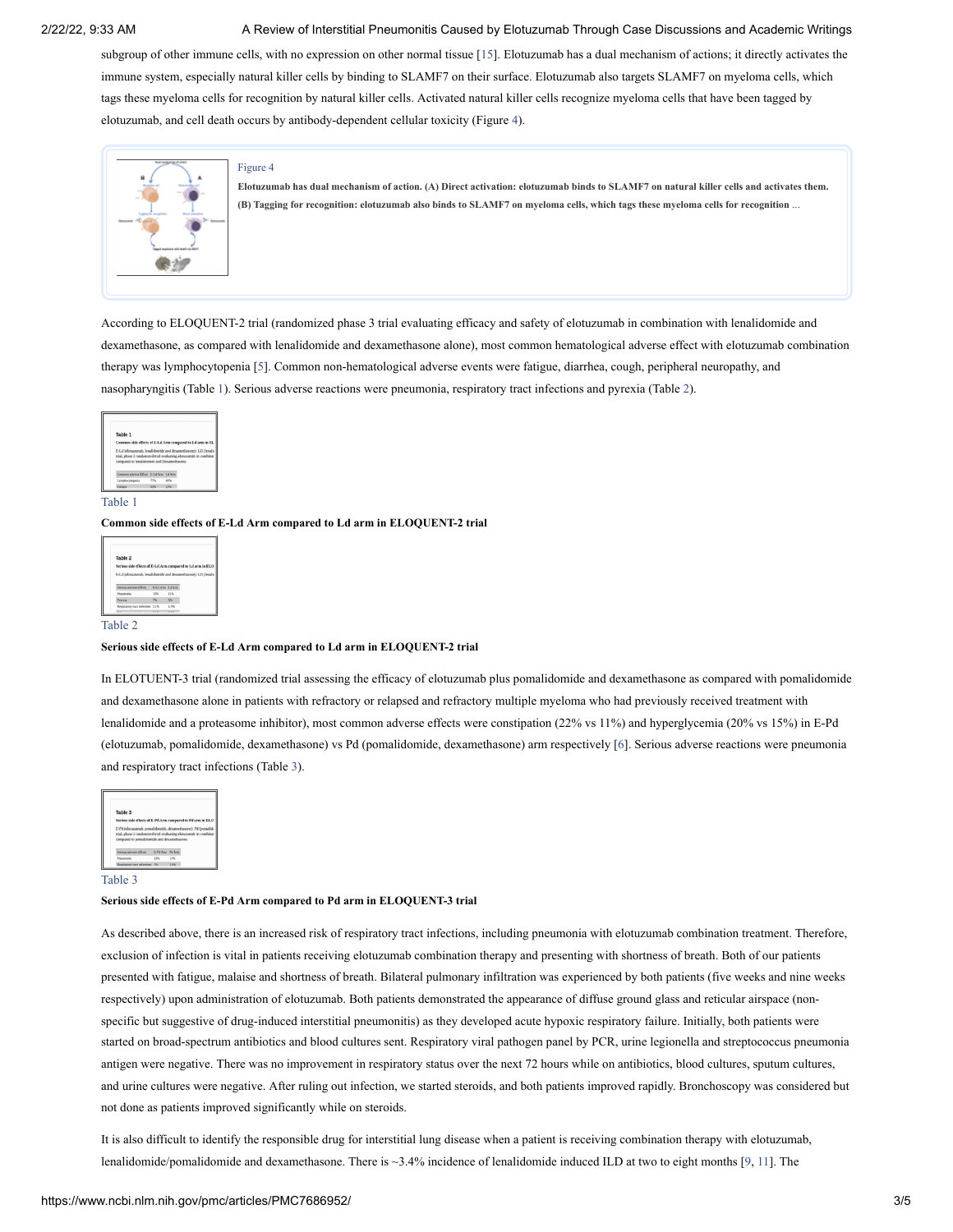subgroup of other immune cells, with no expression on other normal tissue [15]. Elotuzumab has a dual mechanism of actions; it directly activates the immune system, especially natural killer cells by binding to SLAMF7 on their surface. Elotuzumab also targets SLAMF7 on myeloma cells, which tags these myeloma cells for recognition by natural killer cells. Activated natural killer cells recognize myeloma cells that have been tagged by elotuzumab, and cell death occurs by antibody-dependent cellular toxicity (Figure 4).

Figure 4

**Elotuzumab has dual mechanism of action. (A) Direct activation: elotuzumab binds to SLAMF7 on natural killer cells and activates them. (B) Tagging for recognition: elotuzumab also binds to SLAMF7 on myeloma cells, which tags these myeloma cells for recognition** ...

According to ELOQUENT-2 trial (randomized phase 3 trial evaluating efficacy and safety of elotuzumab in combination with lenalidomide and dexamethasone, as compared with lenalidomide and dexamethasone alone), most common hematological adverse effect with elotuzumab combination therapy was lymphocytopenia [5]. Common non-hematological adverse events were fatigue, diarrhea, cough, peripheral neuropathy, and nasopharyngitis (Table 1). Serious adverse reactions were pneumonia, respiratory tract infections and pyrexia (Table 2).

Table 1

**Common side effects of E-Ld Arm compared to Ld arm in ELOQUENT-2 trial**

Table 2

**Serious side effects of E-Ld Arm compared to Ld arm in ELOQUENT-2 trial**

In ELOTUENT-3 trial (randomized trial assessing the efficacy of elotuzumab plus pomalidomide and dexamethasone as compared with pomalidomide and dexamethasone alone in patients with refractory or relapsed and refractory multiple myeloma who had previously received treatment with lenalidomide and a proteasome inhibitor), most common adverse effects were constipation (22% vs 11%) and hyperglycemia (20% vs 15%) in E-Pd (elotuzumab, pomalidomide, dexamethasone) vs Pd (pomalidomide, dexamethasone) arm respectively [6]. Serious adverse reactions were pneumonia and respiratory tract infections (Table 3).

Table 3

**Serious side effects of E-Pd Arm compared to Pd arm in ELOQUENT-3 trial**

As described above, there is an increased risk of respiratory tract infections, including pneumonia with elotuzumab combination treatment. Therefore, exclusion of infection is vital in patients receiving elotuzumab combination therapy and presenting with shortness of breath. Both of our patients presented with fatigue, malaise and shortness of breath. Bilateral pulmonary infiltration was experienced by both patients (five weeks and nine weeks respectively) upon administration of elotuzumab. Both patients demonstrated the appearance of diffuse ground glass and reticular airspace (non-specific but suggestive of drug-induced interstitial pneumonitis) as they developed acute hypoxic respiratory failure. Initially, both patients were started on broad-spectrum antibiotics and blood cultures sent. Respiratory viral pathogen panel by PCR, urine legionella and streptococcus pneumonia antigen were negative. There was no improvement in respiratory status over the next 72 hours while on antibiotics, blood cultures, sputum cultures, and urine cultures were negative. After ruling out infection, we started steroids, and both patients improved rapidly. Bronchoscopy was considered but not done as patients improved significantly while on steroids.

It is also difficult to identify the responsible drug for interstitial lung disease when a patient is receiving combination therapy with elotuzumab, lenalidomide/pomalidomide and dexamethasone. There is ~3.4% incidence of lenalidomide induced ILD at two to eight months [9, 11]. The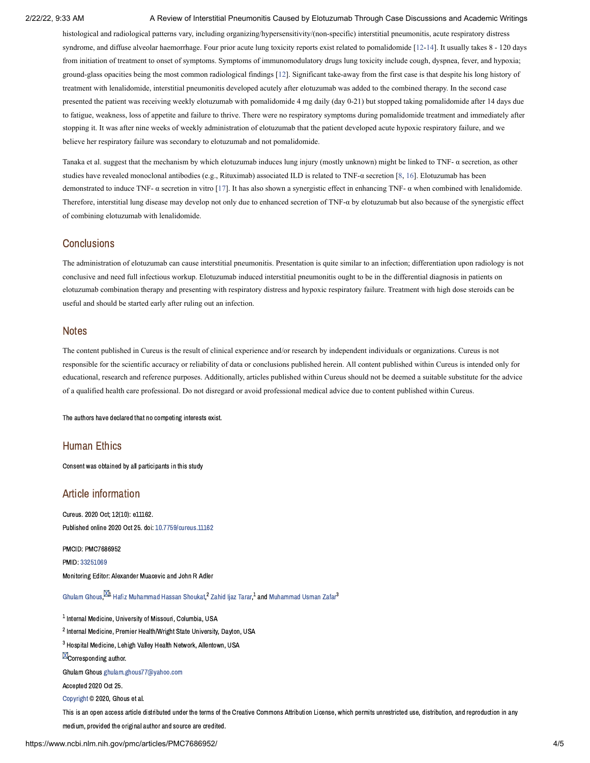histological and radiological patterns vary, including organizing/hypersensitivity/(non-specific) interstitial pneumonitis, acute respiratory distress syndrome, and diffuse alveolar haemorrhage. Four prior acute lung toxicity reports exist related to pomalidomide [12-14]. It usually takes 8 - 120 days from initiation of treatment to onset of symptoms. Symptoms of immunomodulatory drugs lung toxicity include cough, dyspnea, fever, and hypoxia; ground-glass opacities being the most common radiological findings [12]. Significant take-away from the first case is that despite his long history of treatment with lenalidomide, interstitial pneumonitis developed acutely after elotuzumab was added to the combined therapy. In the second case presented the patient was receiving weekly elotuzumab with pomalidomide 4 mg daily (day 0-21) but stopped taking pomalidomide after 14 days due to fatigue, weakness, loss of appetite and failure to thrive. There were no respiratory symptoms during pomalidomide treatment and immediately after stopping it. It was after nine weeks of weekly administration of elotuzumab that the patient developed acute hypoxic respiratory failure, and we believe her respiratory failure was secondary to elotuzumab and not pomalidomide.

Tanaka et al. suggest that the mechanism by which elotuzumab induces lung injury (mostly unknown) might be linked to TNF- α secretion, as other studies have revealed monoclonal antibodies (e.g., Rituximab) associated ILD is related to TNF-α secretion [8, 16]. Elotuzumab has been demonstrated to induce TNF- α secretion in vitro [17]. It has also shown a synergistic effect in enhancing TNF- α when combined with lenalidomide. Therefore, interstitial lung disease may develop not only due to enhanced secretion of TNF-α by elotuzumab but also because of the synergistic effect of combining elotuzumab with lenalidomide.

## Conclusions

The administration of elotuzumab can cause interstitial pneumonitis. Presentation is quite similar to an infection; differentiation upon radiology is not conclusive and need full infectious workup. Elotuzumab induced interstitial pneumonitis ought to be in the differential diagnosis in patients on elotuzumab combination therapy and presenting with respiratory distress and hypoxic respiratory failure. Treatment with high dose steroids can be useful and should be started early after ruling out an infection.

## Notes

The content published in Cureus is the result of clinical experience and/or research by independent individuals or organizations. Cureus is not responsible for the scientific accuracy or reliability of data or conclusions published herein. All content published within Cureus is intended only for educational, research and reference purposes. Additionally, articles published within Cureus should not be deemed a suitable substitute for the advice of a qualified health care professional. Do not disregard or avoid professional medical advice due to content published within Cureus.

The authors have declared that no competing interests exist.

## Human Ethics

Consent was obtained by all participants in this study

## Article information

Cureus. 2020 Oct; 12(10): e11162.
Published online 2020 Oct 25. doi: 10.7759/cureus.11162

PMCID: PMC7686952
PMID: 33251069
Monitoring Editor: Alexander Muacevic and John R Adler

Ghulam Ghous,[1] Hafiz Muhammad Hassan Shoukat,[2] Zahid Ijaz Tarar,[1] and Muhammad Usman Zafar[3]

[1] Internal Medicine, University of Missouri, Columbia, USA

[2] Internal Medicine, Premier Health/Wright State University, Dayton, USA

[3] Hospital Medicine, Lehigh Valley Health Network, Allentown, USA

Corresponding author.

Ghulam Ghous ghulam.ghous77@yahoo.com

Accepted 2020 Oct 25.

Copyright © 2020, Ghous et al.

This is an open access article distributed under the terms of the Creative Commons Attribution License, which permits unrestricted use, distribution, and reproduction in any medium, provided the original author and source are credited.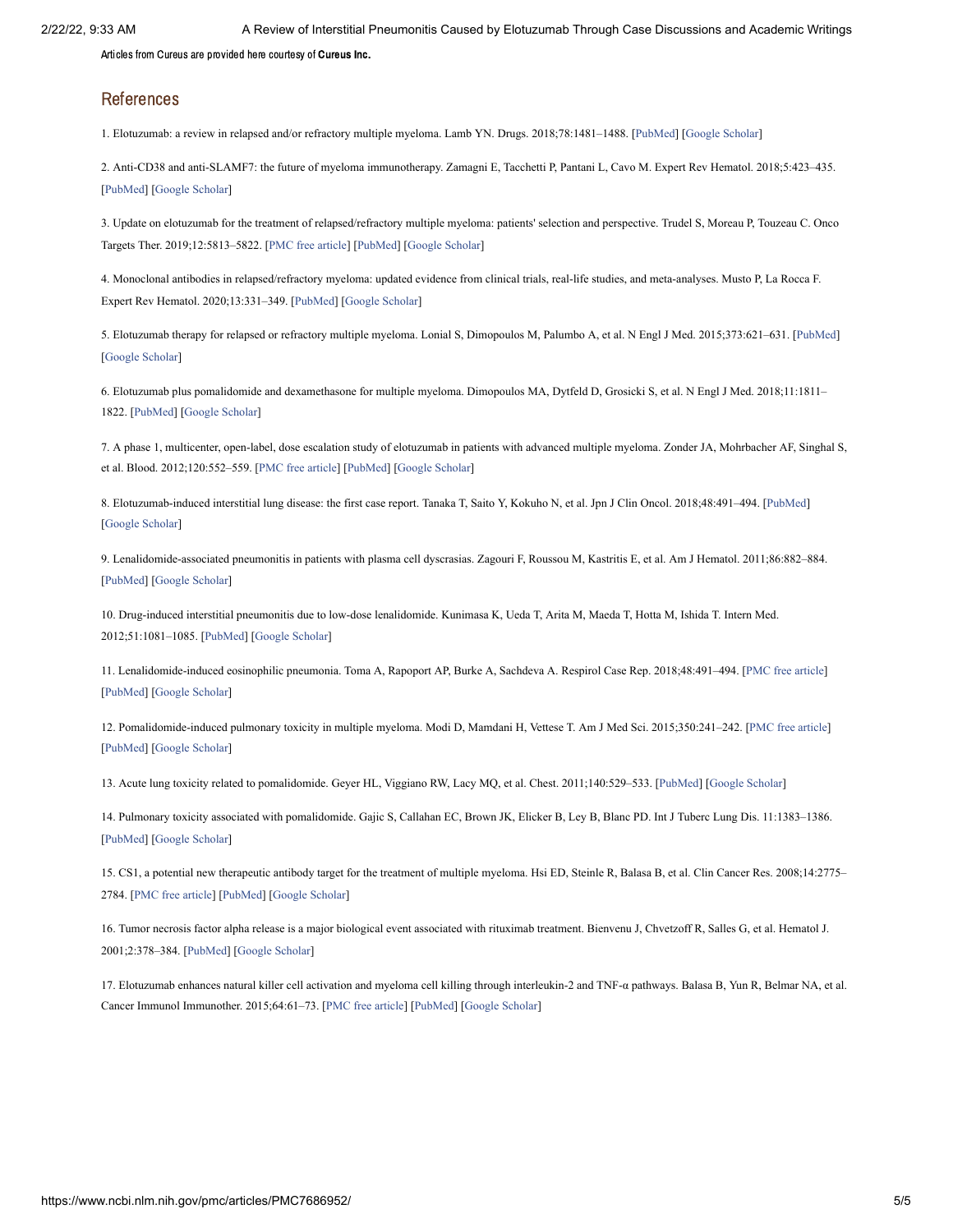Articles from Cureus are provided here courtesy of **Cureus Inc.**

## References

1. Elotuzumab: a review in relapsed and/or refractory multiple myeloma. Lamb YN. Drugs. 2018;78:1481–1488. [PubMed] [Google Scholar]

2. Anti-CD38 and anti-SLAMF7: the future of myeloma immunotherapy. Zamagni E, Tacchetti P, Pantani L, Cavo M. Expert Rev Hematol. 2018;5:423–435. [PubMed] [Google Scholar]

3. Update on elotuzumab for the treatment of relapsed/refractory multiple myeloma: patients' selection and perspective. Trudel S, Moreau P, Touzeau C. Onco Targets Ther. 2019;12:5813–5822. [PMC free article] [PubMed] [Google Scholar]

4. Monoclonal antibodies in relapsed/refractory myeloma: updated evidence from clinical trials, real-life studies, and meta-analyses. Musto P, La Rocca F. Expert Rev Hematol. 2020;13:331–349. [PubMed] [Google Scholar]

5. Elotuzumab therapy for relapsed or refractory multiple myeloma. Lonial S, Dimopoulos M, Palumbo A, et al. N Engl J Med. 2015;373:621–631. [PubMed] [Google Scholar]

6. Elotuzumab plus pomalidomide and dexamethasone for multiple myeloma. Dimopoulos MA, Dytfeld D, Grosicki S, et al. N Engl J Med. 2018;11:1811–1822. [PubMed] [Google Scholar]

7. A phase 1, multicenter, open-label, dose escalation study of elotuzumab in patients with advanced multiple myeloma. Zonder JA, Mohrbacher AF, Singhal S, et al. Blood. 2012;120:552–559. [PMC free article] [PubMed] [Google Scholar]

8. Elotuzumab-induced interstitial lung disease: the first case report. Tanaka T, Saito Y, Kokuho N, et al. Jpn J Clin Oncol. 2018;48:491–494. [PubMed] [Google Scholar]

9. Lenalidomide-associated pneumonitis in patients with plasma cell dyscrasias. Zagouri F, Roussou M, Kastritis E, et al. Am J Hematol. 2011;86:882–884. [PubMed] [Google Scholar]

10. Drug-induced interstitial pneumonitis due to low-dose lenalidomide. Kunimasa K, Ueda T, Arita M, Maeda T, Hotta M, Ishida T. Intern Med. 2012;51:1081–1085. [PubMed] [Google Scholar]

11. Lenalidomide-induced eosinophilic pneumonia. Toma A, Rapoport AP, Burke A, Sachdeva A. Respirol Case Rep. 2018;48:491–494. [PMC free article] [PubMed] [Google Scholar]

12. Pomalidomide-induced pulmonary toxicity in multiple myeloma. Modi D, Mamdani H, Vettese T. Am J Med Sci. 2015;350:241–242. [PMC free article] [PubMed] [Google Scholar]

13. Acute lung toxicity related to pomalidomide. Geyer HL, Viggiano RW, Lacy MQ, et al. Chest. 2011;140:529–533. [PubMed] [Google Scholar]

14. Pulmonary toxicity associated with pomalidomide. Gajic S, Callahan EC, Brown JK, Elicker B, Ley B, Blanc PD. Int J Tuberc Lung Dis. 11:1383–1386. [PubMed] [Google Scholar]

15. CS1, a potential new therapeutic antibody target for the treatment of multiple myeloma. Hsi ED, Steinle R, Balasa B, et al. Clin Cancer Res. 2008;14:2775–2784. [PMC free article] [PubMed] [Google Scholar]

16. Tumor necrosis factor alpha release is a major biological event associated with rituximab treatment. Bienvenu J, Chvetzoff R, Salles G, et al. Hematol J. 2001;2:378–384. [PubMed] [Google Scholar]

17. Elotuzumab enhances natural killer cell activation and myeloma cell killing through interleukin-2 and TNF-α pathways. Balasa B, Yun R, Belmar NA, et al. Cancer Immunol Immunother. 2015;64:61–73. [PMC free article] [PubMed] [Google Scholar]